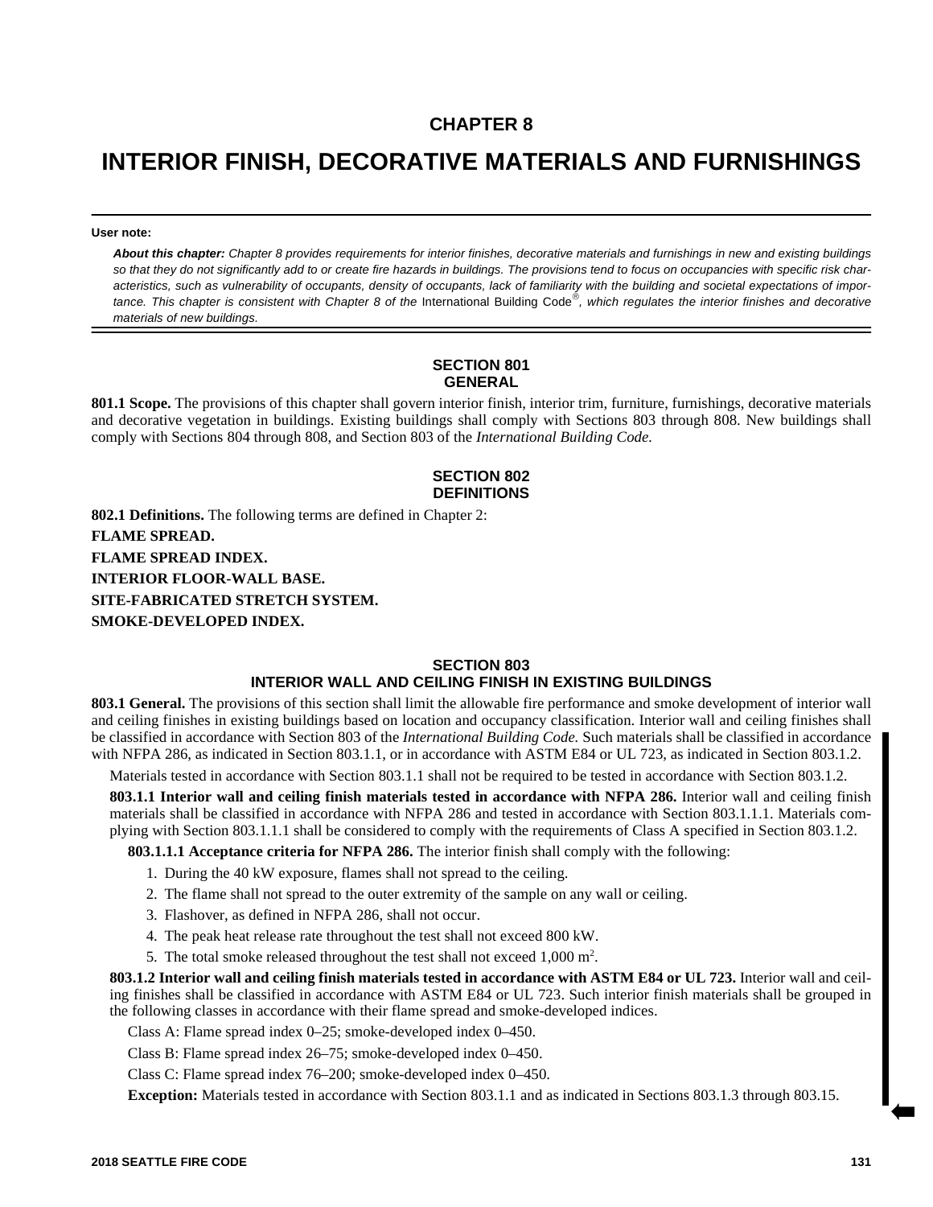# CHAPTER 8

# INTERIOR FINISH, DECORATIVE MATERIALS AND FURNISHINGS

**User note:**

***About this chapter:*** *Chapter 8 provides requirements for interior finishes, decorative materials and furnishings in new and existing buildings so that they do not significantly add to or create fire hazards in buildings. The provisions tend to focus on occupancies with specific risk characteristics, such as vulnerability of occupants, density of occupants, lack of familiarity with the building and societal expectations of importance. This chapter is consistent with Chapter 8 of the* International Building Code®*, which regulates the interior finishes and decorative materials of new buildings.*

## SECTION 801 GENERAL

**801.1 Scope.** The provisions of this chapter shall govern interior finish, interior trim, furniture, furnishings, decorative materials and decorative vegetation in buildings. Existing buildings shall comply with Sections 803 through 808. New buildings shall comply with Sections 804 through 808, and Section 803 of the *International Building Code.*

## SECTION 802 DEFINITIONS

**802.1 Definitions.** The following terms are defined in Chapter 2:

**FLAME SPREAD.**

**FLAME SPREAD INDEX.**

**INTERIOR FLOOR-WALL BASE.**

**SITE-FABRICATED STRETCH SYSTEM.**

**SMOKE-DEVELOPED INDEX.**

## SECTION 803 INTERIOR WALL AND CEILING FINISH IN EXISTING BUILDINGS

**803.1 General.** The provisions of this section shall limit the allowable fire performance and smoke development of interior wall and ceiling finishes in existing buildings based on location and occupancy classification. Interior wall and ceiling finishes shall be classified in accordance with Section 803 of the *International Building Code.* Such materials shall be classified in accordance with NFPA 286, as indicated in Section 803.1.1, or in accordance with ASTM E84 or UL 723, as indicated in Section 803.1.2.

Materials tested in accordance with Section 803.1.1 shall not be required to be tested in accordance with Section 803.1.2.

**803.1.1 Interior wall and ceiling finish materials tested in accordance with NFPA 286.** Interior wall and ceiling finish materials shall be classified in accordance with NFPA 286 and tested in accordance with Section 803.1.1.1. Materials complying with Section 803.1.1.1 shall be considered to comply with the requirements of Class A specified in Section 803.1.2.

**803.1.1.1 Acceptance criteria for NFPA 286.** The interior finish shall comply with the following:

1. During the 40 kW exposure, flames shall not spread to the ceiling.
2. The flame shall not spread to the outer extremity of the sample on any wall or ceiling.
3. Flashover, as defined in NFPA 286, shall not occur.
4. The peak heat release rate throughout the test shall not exceed 800 kW.
5. The total smoke released throughout the test shall not exceed 1,000 $m^2$.

**803.1.2 Interior wall and ceiling finish materials tested in accordance with ASTM E84 or UL 723.** Interior wall and ceiling finishes shall be classified in accordance with ASTM E84 or UL 723. Such interior finish materials shall be grouped in the following classes in accordance with their flame spread and smoke-developed indices.

Class A: Flame spread index 0–25; smoke-developed index 0–450.

Class B: Flame spread index 26–75; smoke-developed index 0–450.

Class C: Flame spread index 76–200; smoke-developed index 0–450.

**Exception:** Materials tested in accordance with Section 803.1.1 and as indicated in Sections 803.1.3 through 803.15.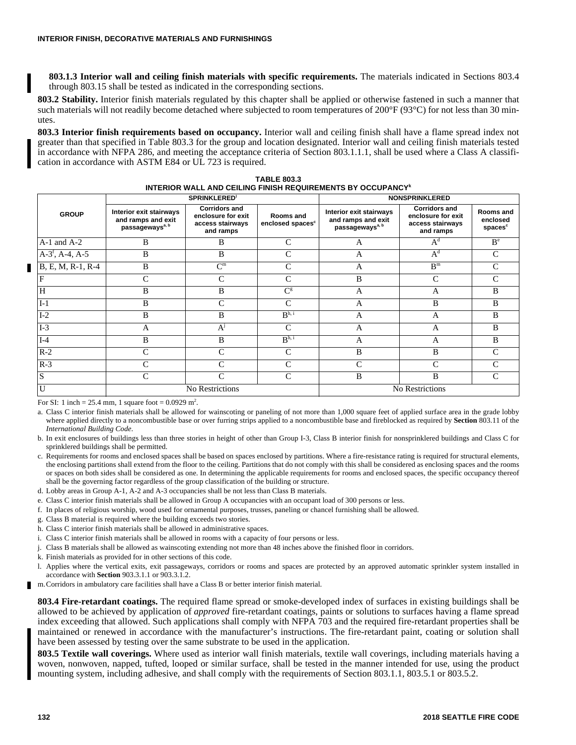**803.1.3 Interior wall and ceiling finish materials with specific requirements.** The materials indicated in Sections 803.4 through 803.15 shall be tested as indicated in the corresponding sections.

**803.2 Stability.** Interior finish materials regulated by this chapter shall be applied or otherwise fastened in such a manner that such materials will not readily become detached where subjected to room temperatures of 200°F (93°C) for not less than 30 minutes.

**803.3 Interior finish requirements based on occupancy.** Interior wall and ceiling finish shall have a flame spread index not greater than that specified in Table 803.3 for the group and location designated. Interior wall and ceiling finish materials tested in accordance with NFPA 286, and meeting the acceptance criteria of Section 803.1.1.1, shall be used where a Class A classification in accordance with ASTM E84 or UL 723 is required.

**TABLE 803.3**
**INTERIOR WALL AND CEILING FINISH REQUIREMENTS BY OCCUPANCY[k]**

| GROUP | SPRINKLERED[l] | | | NONSPRINKLERED | | |
|---|---|---|---|---|---|---|
| | Interior exit stairways and ramps and exit passageways[a, b] | Corridors and enclosure for exit access stairways and ramps | Rooms and enclosed spaces[c] | Interior exit stairways and ramps and exit passageways[a, b] | Corridors and enclosure for exit access stairways and ramps | Rooms and enclosed spaces[c] |
| A-1 and A-2 | B | B | C | A | A[d] | B[e] |
| A-3[f], A-4, A-5 | B | B | C | A | A[d] | C |
| B, E, M, R-1, R-4 | B | C[m] | C | A | B[m] | C |
| F | C | C | C | B | C | C |
| H | B | B | C[g] | A | A | B |
| I-1 | B | C | C | A | B | B |
| I-2 | B | B | B[h, i] | A | A | B |
| I-3 | A | A[j] | C | A | A | B |
| I-4 | B | B | B[h, i] | A | A | B |
| R-2 | C | C | C | B | B | C |
| R-3 | C | C | C | C | C | C |
| S | C | C | C | B | B | C |
| U | No Restrictions | | | No Restrictions | | |

For SI: 1 inch = 25.4 mm, 1 square foot = 0.0929 m².

a. Class C interior finish materials shall be allowed for wainscoting or paneling of not more than 1,000 square feet of applied surface area in the grade lobby where applied directly to a noncombustible base or over furring strips applied to a noncombustible base and fireblocked as required by **Section** 803.11 of the *International Building Code*.

b. In exit enclosures of buildings less than three stories in height of other than Group I-3, Class B interior finish for nonsprinklered buildings and Class C for sprinklered buildings shall be permitted.

c. Requirements for rooms and enclosed spaces shall be based on spaces enclosed by partitions. Where a fire-resistance rating is required for structural elements, the enclosing partitions shall extend from the floor to the ceiling. Partitions that do not comply with this shall be considered as enclosing spaces and the rooms or spaces on both sides shall be considered as one. In determining the applicable requirements for rooms and enclosed spaces, the specific occupancy thereof shall be the governing factor regardless of the group classification of the building or structure.

d. Lobby areas in Group A-1, A-2 and A-3 occupancies shall be not less than Class B materials.

e. Class C interior finish materials shall be allowed in Group A occupancies with an occupant load of 300 persons or less.

f. In places of religious worship, wood used for ornamental purposes, trusses, paneling or chancel furnishing shall be allowed.

g. Class B material is required where the building exceeds two stories.

h. Class C interior finish materials shall be allowed in administrative spaces.

i. Class C interior finish materials shall be allowed in rooms with a capacity of four persons or less.

j. Class B materials shall be allowed as wainscoting extending not more than 48 inches above the finished floor in corridors.

k. Finish materials as provided for in other sections of this code.

l. Applies where the vertical exits, exit passageways, corridors or rooms and spaces are protected by an approved automatic sprinkler system installed in accordance with **Section** 903.3.1.1 or 903.3.1.2.

m. Corridors in ambulatory care facilities shall have a Class B or better interior finish material.

**803.4 Fire-retardant coatings.** The required flame spread or smoke-developed index of surfaces in existing buildings shall be allowed to be achieved by application of *approved* fire-retardant coatings, paints or solutions to surfaces having a flame spread index exceeding that allowed. Such applications shall comply with NFPA 703 and the required fire-retardant properties shall be maintained or renewed in accordance with the manufacturer's instructions. The fire-retardant paint, coating or solution shall have been assessed by testing over the same substrate to be used in the application.

**803.5 Textile wall coverings.** Where used as interior wall finish materials, textile wall coverings, including materials having a woven, nonwoven, napped, tufted, looped or similar surface, shall be tested in the manner intended for use, using the product mounting system, including adhesive, and shall comply with the requirements of Section 803.1.1, 803.5.1 or 803.5.2.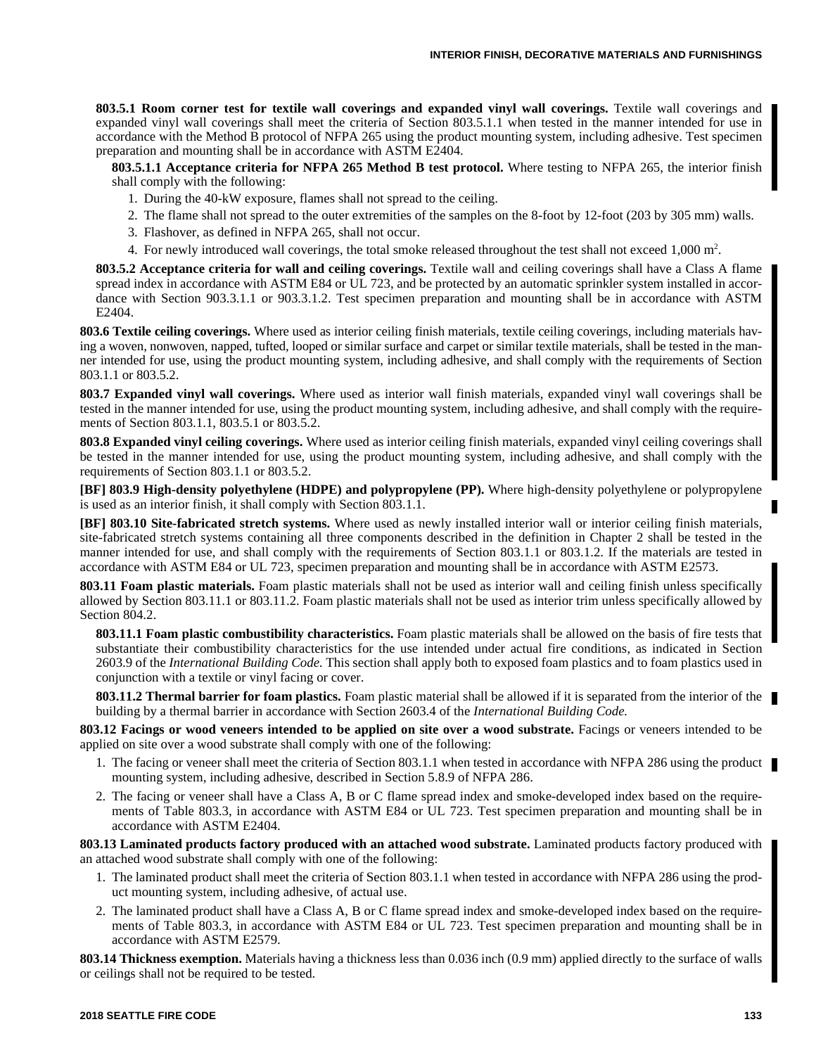**803.5.1 Room corner test for textile wall coverings and expanded vinyl wall coverings.** Textile wall coverings and expanded vinyl wall coverings shall meet the criteria of Section 803.5.1.1 when tested in the manner intended for use in accordance with the Method B protocol of NFPA 265 using the product mounting system, including adhesive. Test specimen preparation and mounting shall be in accordance with ASTM E2404.

**803.5.1.1 Acceptance criteria for NFPA 265 Method B test protocol.** Where testing to NFPA 265, the interior finish shall comply with the following:

1. During the 40-kW exposure, flames shall not spread to the ceiling.
2. The flame shall not spread to the outer extremities of the samples on the 8-foot by 12-foot (203 by 305 mm) walls.
3. Flashover, as defined in NFPA 265, shall not occur.
4. For newly introduced wall coverings, the total smoke released throughout the test shall not exceed 1,000 $m^2$.

**803.5.2 Acceptance criteria for wall and ceiling coverings.** Textile wall and ceiling coverings shall have a Class A flame spread index in accordance with ASTM E84 or UL 723, and be protected by an automatic sprinkler system installed in accordance with Section 903.3.1.1 or 903.3.1.2. Test specimen preparation and mounting shall be in accordance with ASTM E2404.

**803.6 Textile ceiling coverings.** Where used as interior ceiling finish materials, textile ceiling coverings, including materials having a woven, nonwoven, napped, tufted, looped or similar surface and carpet or similar textile materials, shall be tested in the manner intended for use, using the product mounting system, including adhesive, and shall comply with the requirements of Section 803.1.1 or 803.5.2.

**803.7 Expanded vinyl wall coverings.** Where used as interior wall finish materials, expanded vinyl wall coverings shall be tested in the manner intended for use, using the product mounting system, including adhesive, and shall comply with the requirements of Section 803.1.1, 803.5.1 or 803.5.2.

**803.8 Expanded vinyl ceiling coverings.** Where used as interior ceiling finish materials, expanded vinyl ceiling coverings shall be tested in the manner intended for use, using the product mounting system, including adhesive, and shall comply with the requirements of Section 803.1.1 or 803.5.2.

**[BF] 803.9 High-density polyethylene (HDPE) and polypropylene (PP).** Where high-density polyethylene or polypropylene is used as an interior finish, it shall comply with Section 803.1.1.

**[BF] 803.10 Site-fabricated stretch systems.** Where used as newly installed interior wall or interior ceiling finish materials, site-fabricated stretch systems containing all three components described in the definition in Chapter 2 shall be tested in the manner intended for use, and shall comply with the requirements of Section 803.1.1 or 803.1.2. If the materials are tested in accordance with ASTM E84 or UL 723, specimen preparation and mounting shall be in accordance with ASTM E2573.

**803.11 Foam plastic materials.** Foam plastic materials shall not be used as interior wall and ceiling finish unless specifically allowed by Section 803.11.1 or 803.11.2. Foam plastic materials shall not be used as interior trim unless specifically allowed by Section 804.2.

**803.11.1 Foam plastic combustibility characteristics.** Foam plastic materials shall be allowed on the basis of fire tests that substantiate their combustibility characteristics for the use intended under actual fire conditions, as indicated in Section 2603.9 of the *International Building Code.* This section shall apply both to exposed foam plastics and to foam plastics used in conjunction with a textile or vinyl facing or cover.

**803.11.2 Thermal barrier for foam plastics.** Foam plastic material shall be allowed if it is separated from the interior of the building by a thermal barrier in accordance with Section 2603.4 of the *International Building Code.*

**803.12 Facings or wood veneers intended to be applied on site over a wood substrate.** Facings or veneers intended to be applied on site over a wood substrate shall comply with one of the following:

1. The facing or veneer shall meet the criteria of Section 803.1.1 when tested in accordance with NFPA 286 using the product mounting system, including adhesive, described in Section 5.8.9 of NFPA 286.
2. The facing or veneer shall have a Class A, B or C flame spread index and smoke-developed index based on the requirements of Table 803.3, in accordance with ASTM E84 or UL 723. Test specimen preparation and mounting shall be in accordance with ASTM E2404.

**803.13 Laminated products factory produced with an attached wood substrate.** Laminated products factory produced with an attached wood substrate shall comply with one of the following:

1. The laminated product shall meet the criteria of Section 803.1.1 when tested in accordance with NFPA 286 using the product mounting system, including adhesive, of actual use.
2. The laminated product shall have a Class A, B or C flame spread index and smoke-developed index based on the requirements of Table 803.3, in accordance with ASTM E84 or UL 723. Test specimen preparation and mounting shall be in accordance with ASTM E2579.

**803.14 Thickness exemption.** Materials having a thickness less than 0.036 inch (0.9 mm) applied directly to the surface of walls or ceilings shall not be required to be tested.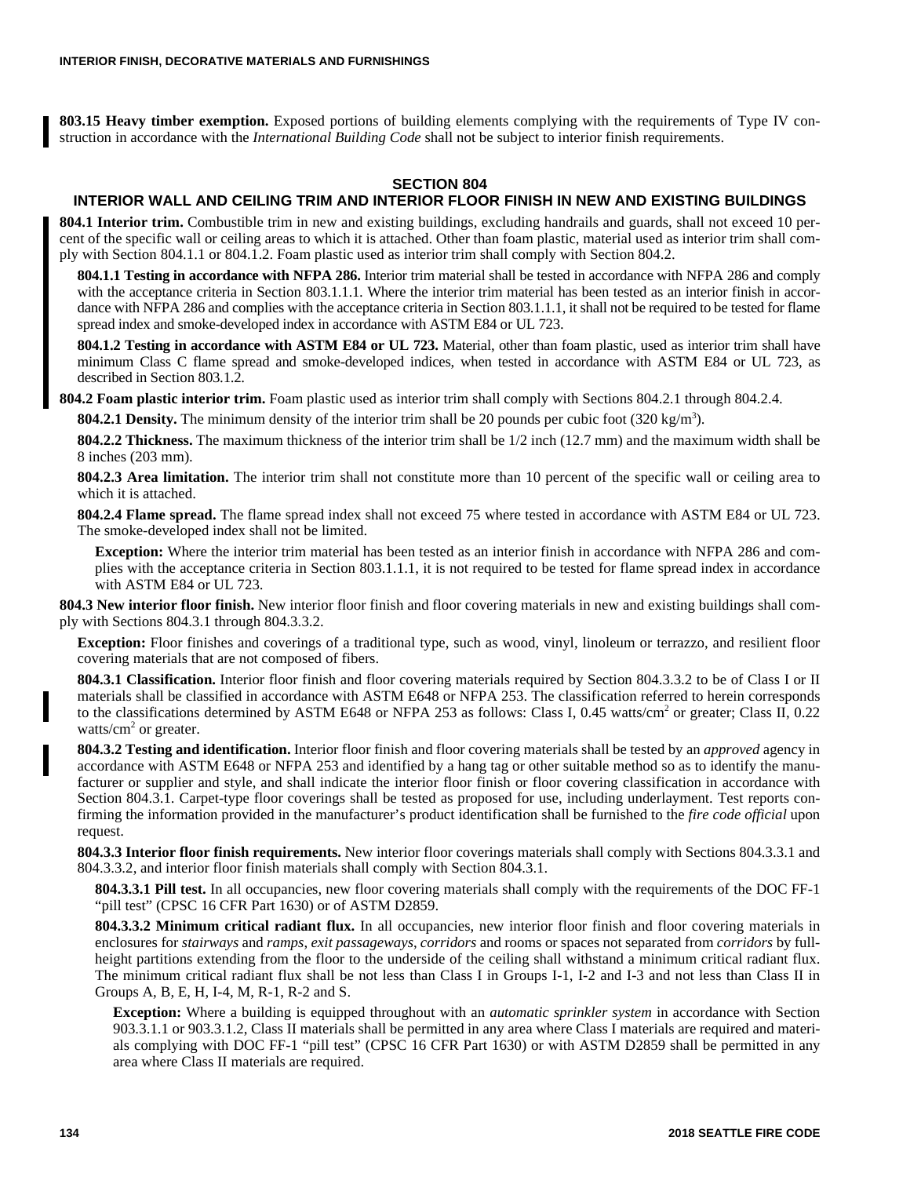**803.15 Heavy timber exemption.** Exposed portions of building elements complying with the requirements of Type IV construction in accordance with the *International Building Code* shall not be subject to interior finish requirements.

## SECTION 804
## INTERIOR WALL AND CEILING TRIM AND INTERIOR FLOOR FINISH IN NEW AND EXISTING BUILDINGS

**804.1 Interior trim.** Combustible trim in new and existing buildings, excluding handrails and guards, shall not exceed 10 percent of the specific wall or ceiling areas to which it is attached. Other than foam plastic, material used as interior trim shall comply with Section 804.1.1 or 804.1.2. Foam plastic used as interior trim shall comply with Section 804.2.

**804.1.1 Testing in accordance with NFPA 286.** Interior trim material shall be tested in accordance with NFPA 286 and comply with the acceptance criteria in Section 803.1.1.1. Where the interior trim material has been tested as an interior finish in accordance with NFPA 286 and complies with the acceptance criteria in Section 803.1.1.1, it shall not be required to be tested for flame spread index and smoke-developed index in accordance with ASTM E84 or UL 723.

**804.1.2 Testing in accordance with ASTM E84 or UL 723.** Material, other than foam plastic, used as interior trim shall have minimum Class C flame spread and smoke-developed indices, when tested in accordance with ASTM E84 or UL 723, as described in Section 803.1.2.

**804.2 Foam plastic interior trim.** Foam plastic used as interior trim shall comply with Sections 804.2.1 through 804.2.4.

**804.2.1 Density.** The minimum density of the interior trim shall be 20 pounds per cubic foot (320 kg/m$^3$).

**804.2.2 Thickness.** The maximum thickness of the interior trim shall be 1/2 inch (12.7 mm) and the maximum width shall be 8 inches (203 mm).

**804.2.3 Area limitation.** The interior trim shall not constitute more than 10 percent of the specific wall or ceiling area to which it is attached.

**804.2.4 Flame spread.** The flame spread index shall not exceed 75 where tested in accordance with ASTM E84 or UL 723. The smoke-developed index shall not be limited.

**Exception:** Where the interior trim material has been tested as an interior finish in accordance with NFPA 286 and complies with the acceptance criteria in Section 803.1.1.1, it is not required to be tested for flame spread index in accordance with ASTM E84 or UL 723.

**804.3 New interior floor finish.** New interior floor finish and floor covering materials in new and existing buildings shall comply with Sections 804.3.1 through 804.3.3.2.

**Exception:** Floor finishes and coverings of a traditional type, such as wood, vinyl, linoleum or terrazzo, and resilient floor covering materials that are not composed of fibers.

**804.3.1 Classification.** Interior floor finish and floor covering materials required by Section 804.3.3.2 to be of Class I or II materials shall be classified in accordance with ASTM E648 or NFPA 253. The classification referred to herein corresponds to the classifications determined by ASTM E648 or NFPA 253 as follows: Class I, 0.45 watts/cm$^2$ or greater; Class II, 0.22 watts/cm$^2$ or greater.

**804.3.2 Testing and identification.** Interior floor finish and floor covering materials shall be tested by an *approved* agency in accordance with ASTM E648 or NFPA 253 and identified by a hang tag or other suitable method so as to identify the manufacturer or supplier and style, and shall indicate the interior floor finish or floor covering classification in accordance with Section 804.3.1. Carpet-type floor coverings shall be tested as proposed for use, including underlayment. Test reports confirming the information provided in the manufacturer's product identification shall be furnished to the *fire code official* upon request.

**804.3.3 Interior floor finish requirements.** New interior floor coverings materials shall comply with Sections 804.3.3.1 and 804.3.3.2, and interior floor finish materials shall comply with Section 804.3.1.

**804.3.3.1 Pill test.** In all occupancies, new floor covering materials shall comply with the requirements of the DOC FF-1 "pill test" (CPSC 16 CFR Part 1630) or of ASTM D2859.

**804.3.3.2 Minimum critical radiant flux.** In all occupancies, new interior floor finish and floor covering materials in enclosures for *stairways* and *ramps*, *exit passageways*, *corridors* and rooms or spaces not separated from *corridors* by full-height partitions extending from the floor to the underside of the ceiling shall withstand a minimum critical radiant flux. The minimum critical radiant flux shall be not less than Class I in Groups I-1, I-2 and I-3 and not less than Class II in Groups A, B, E, H, I-4, M, R-1, R-2 and S.

**Exception:** Where a building is equipped throughout with an *automatic sprinkler system* in accordance with Section 903.3.1.1 or 903.3.1.2, Class II materials shall be permitted in any area where Class I materials are required and materials complying with DOC FF-1 "pill test" (CPSC 16 CFR Part 1630) or with ASTM D2859 shall be permitted in any area where Class II materials are required.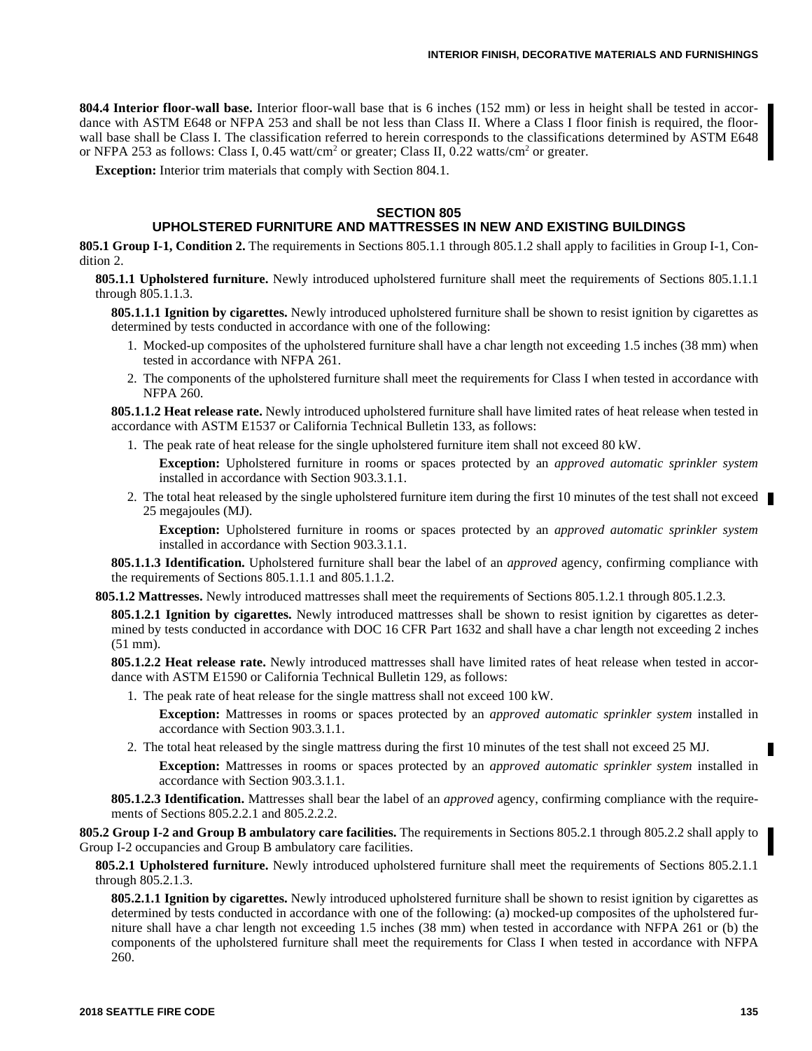**804.4 Interior floor-wall base.** Interior floor-wall base that is 6 inches (152 mm) or less in height shall be tested in accordance with ASTM E648 or NFPA 253 and shall be not less than Class II. Where a Class I floor finish is required, the floor-wall base shall be Class I. The classification referred to herein corresponds to the classifications determined by ASTM E648 or NFPA 253 as follows: Class I, 0.45 watt/cm$^2$ or greater; Class II, 0.22 watts/cm$^2$ or greater.

**Exception:** Interior trim materials that comply with Section 804.1.

## SECTION 805
## UPHOLSTERED FURNITURE AND MATTRESSES IN NEW AND EXISTING BUILDINGS

**805.1 Group I-1, Condition 2.** The requirements in Sections 805.1.1 through 805.1.2 shall apply to facilities in Group I-1, Condition 2.

**805.1.1 Upholstered furniture.** Newly introduced upholstered furniture shall meet the requirements of Sections 805.1.1.1 through 805.1.1.3.

**805.1.1.1 Ignition by cigarettes.** Newly introduced upholstered furniture shall be shown to resist ignition by cigarettes as determined by tests conducted in accordance with one of the following:

1. Mocked-up composites of the upholstered furniture shall have a char length not exceeding 1.5 inches (38 mm) when tested in accordance with NFPA 261.
2. The components of the upholstered furniture shall meet the requirements for Class I when tested in accordance with NFPA 260.

**805.1.1.2 Heat release rate.** Newly introduced upholstered furniture shall have limited rates of heat release when tested in accordance with ASTM E1537 or California Technical Bulletin 133, as follows:

1. The peak rate of heat release for the single upholstered furniture item shall not exceed 80 kW.

   **Exception:** Upholstered furniture in rooms or spaces protected by an *approved automatic sprinkler system* installed in accordance with Section 903.3.1.1.

2. The total heat released by the single upholstered furniture item during the first 10 minutes of the test shall not exceed 25 megajoules (MJ).

   **Exception:** Upholstered furniture in rooms or spaces protected by an *approved automatic sprinkler system* installed in accordance with Section 903.3.1.1.

**805.1.1.3 Identification.** Upholstered furniture shall bear the label of an *approved* agency, confirming compliance with the requirements of Sections 805.1.1.1 and 805.1.1.2.

**805.1.2 Mattresses.** Newly introduced mattresses shall meet the requirements of Sections 805.1.2.1 through 805.1.2.3.

**805.1.2.1 Ignition by cigarettes.** Newly introduced mattresses shall be shown to resist ignition by cigarettes as determined by tests conducted in accordance with DOC 16 CFR Part 1632 and shall have a char length not exceeding 2 inches (51 mm).

**805.1.2.2 Heat release rate.** Newly introduced mattresses shall have limited rates of heat release when tested in accordance with ASTM E1590 or California Technical Bulletin 129, as follows:

1. The peak rate of heat release for the single mattress shall not exceed 100 kW.

   **Exception:** Mattresses in rooms or spaces protected by an *approved automatic sprinkler system* installed in accordance with Section 903.3.1.1.

2. The total heat released by the single mattress during the first 10 minutes of the test shall not exceed 25 MJ.

   **Exception:** Mattresses in rooms or spaces protected by an *approved automatic sprinkler system* installed in accordance with Section 903.3.1.1.

**805.1.2.3 Identification.** Mattresses shall bear the label of an *approved* agency, confirming compliance with the requirements of Sections 805.2.2.1 and 805.2.2.2.

**805.2 Group I-2 and Group B ambulatory care facilities.** The requirements in Sections 805.2.1 through 805.2.2 shall apply to Group I-2 occupancies and Group B ambulatory care facilities.

**805.2.1 Upholstered furniture.** Newly introduced upholstered furniture shall meet the requirements of Sections 805.2.1.1 through 805.2.1.3.

**805.2.1.1 Ignition by cigarettes.** Newly introduced upholstered furniture shall be shown to resist ignition by cigarettes as determined by tests conducted in accordance with one of the following: (a) mocked-up composites of the upholstered furniture shall have a char length not exceeding 1.5 inches (38 mm) when tested in accordance with NFPA 261 or (b) the components of the upholstered furniture shall meet the requirements for Class I when tested in accordance with NFPA 260.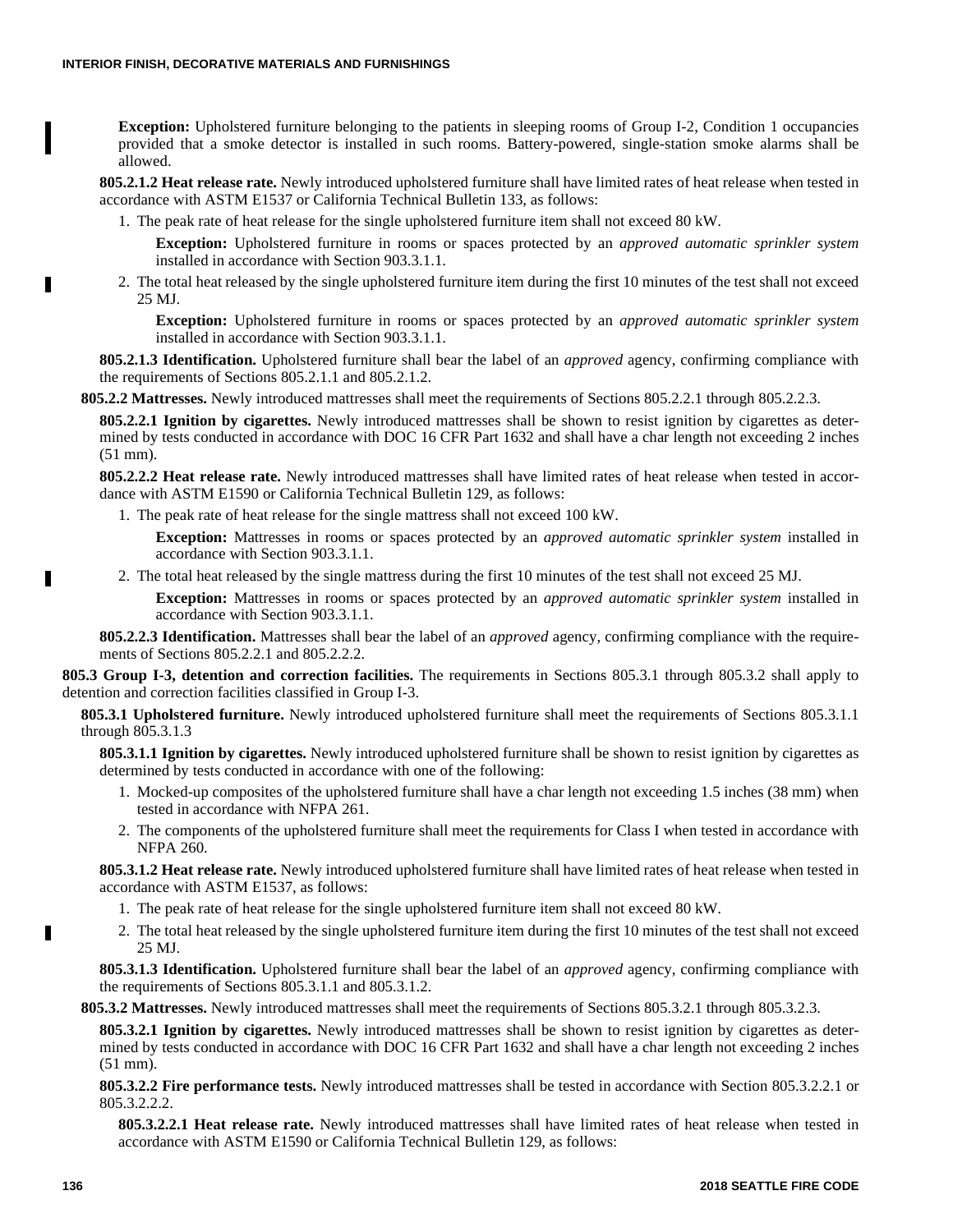**Exception:** Upholstered furniture belonging to the patients in sleeping rooms of Group I-2, Condition 1 occupancies provided that a smoke detector is installed in such rooms. Battery-powered, single-station smoke alarms shall be allowed.

**805.2.1.2 Heat release rate.** Newly introduced upholstered furniture shall have limited rates of heat release when tested in accordance with ASTM E1537 or California Technical Bulletin 133, as follows:

1. The peak rate of heat release for the single upholstered furniture item shall not exceed 80 kW.

   **Exception:** Upholstered furniture in rooms or spaces protected by an *approved automatic sprinkler system* installed in accordance with Section 903.3.1.1.

2. The total heat released by the single upholstered furniture item during the first 10 minutes of the test shall not exceed 25 MJ.

   **Exception:** Upholstered furniture in rooms or spaces protected by an *approved automatic sprinkler system* installed in accordance with Section 903.3.1.1.

**805.2.1.3 Identification.** Upholstered furniture shall bear the label of an *approved* agency, confirming compliance with the requirements of Sections 805.2.1.1 and 805.2.1.2.

**805.2.2 Mattresses.** Newly introduced mattresses shall meet the requirements of Sections 805.2.2.1 through 805.2.2.3.

**805.2.2.1 Ignition by cigarettes.** Newly introduced mattresses shall be shown to resist ignition by cigarettes as determined by tests conducted in accordance with DOC 16 CFR Part 1632 and shall have a char length not exceeding 2 inches (51 mm).

**805.2.2.2 Heat release rate.** Newly introduced mattresses shall have limited rates of heat release when tested in accordance with ASTM E1590 or California Technical Bulletin 129, as follows:

1. The peak rate of heat release for the single mattress shall not exceed 100 kW.

   **Exception:** Mattresses in rooms or spaces protected by an *approved automatic sprinkler system* installed in accordance with Section 903.3.1.1.

2. The total heat released by the single mattress during the first 10 minutes of the test shall not exceed 25 MJ.

   **Exception:** Mattresses in rooms or spaces protected by an *approved automatic sprinkler system* installed in accordance with Section 903.3.1.1.

**805.2.2.3 Identification.** Mattresses shall bear the label of an *approved* agency, confirming compliance with the requirements of Sections 805.2.2.1 and 805.2.2.2.

**805.3 Group I-3, detention and correction facilities.** The requirements in Sections 805.3.1 through 805.3.2 shall apply to detention and correction facilities classified in Group I-3.

**805.3.1 Upholstered furniture.** Newly introduced upholstered furniture shall meet the requirements of Sections 805.3.1.1 through 805.3.1.3

**805.3.1.1 Ignition by cigarettes.** Newly introduced upholstered furniture shall be shown to resist ignition by cigarettes as determined by tests conducted in accordance with one of the following:

1. Mocked-up composites of the upholstered furniture shall have a char length not exceeding 1.5 inches (38 mm) when tested in accordance with NFPA 261.
2. The components of the upholstered furniture shall meet the requirements for Class I when tested in accordance with NFPA 260.

**805.3.1.2 Heat release rate.** Newly introduced upholstered furniture shall have limited rates of heat release when tested in accordance with ASTM E1537, as follows:

1. The peak rate of heat release for the single upholstered furniture item shall not exceed 80 kW.
2. The total heat released by the single upholstered furniture item during the first 10 minutes of the test shall not exceed 25 MJ.

**805.3.1.3 Identification.** Upholstered furniture shall bear the label of an *approved* agency, confirming compliance with the requirements of Sections 805.3.1.1 and 805.3.1.2.

**805.3.2 Mattresses.** Newly introduced mattresses shall meet the requirements of Sections 805.3.2.1 through 805.3.2.3.

**805.3.2.1 Ignition by cigarettes.** Newly introduced mattresses shall be shown to resist ignition by cigarettes as determined by tests conducted in accordance with DOC 16 CFR Part 1632 and shall have a char length not exceeding 2 inches (51 mm).

**805.3.2.2 Fire performance tests.** Newly introduced mattresses shall be tested in accordance with Section 805.3.2.2.1 or 805.3.2.2.2.

**805.3.2.2.1 Heat release rate.** Newly introduced mattresses shall have limited rates of heat release when tested in accordance with ASTM E1590 or California Technical Bulletin 129, as follows: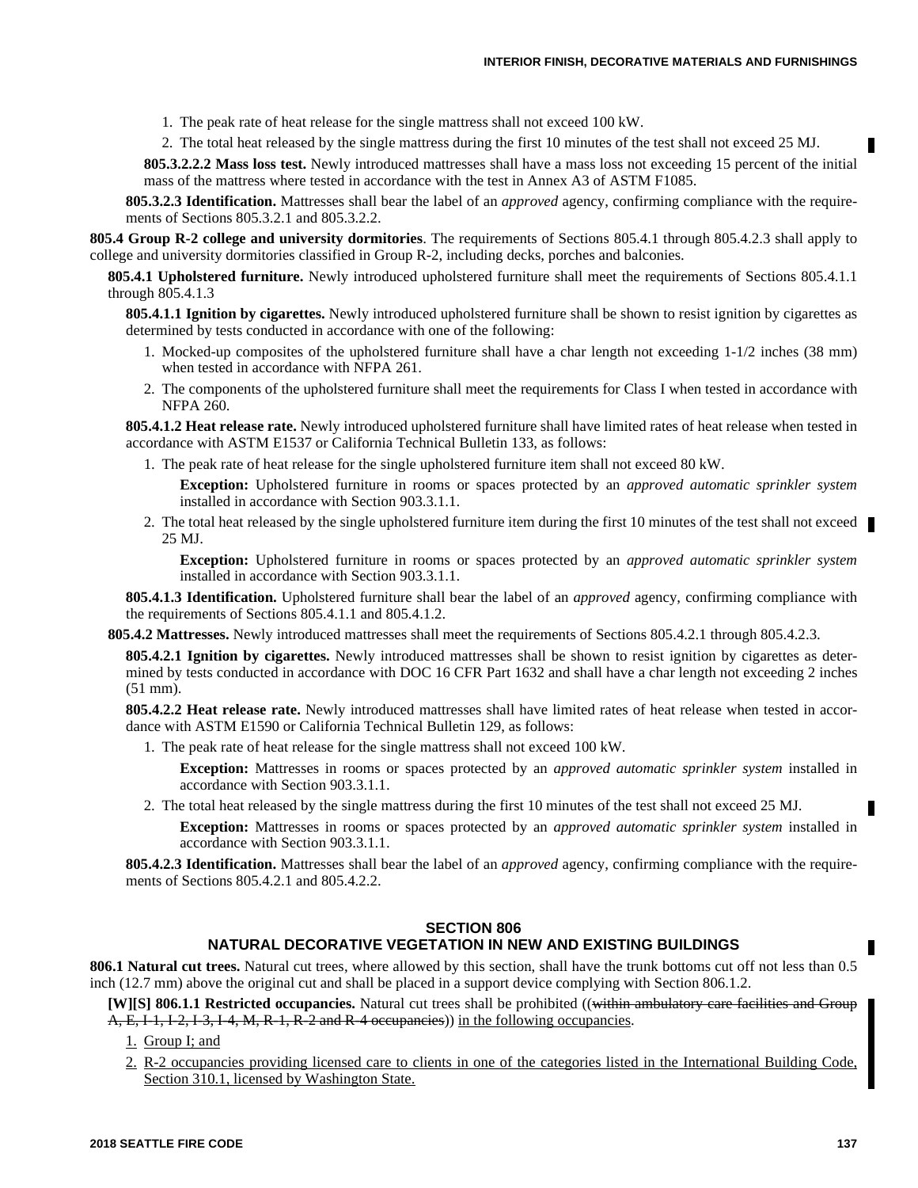1. The peak rate of heat release for the single mattress shall not exceed 100 kW.
2. The total heat released by the single mattress during the first 10 minutes of the test shall not exceed 25 MJ.

**805.3.2.2.2 Mass loss test.** Newly introduced mattresses shall have a mass loss not exceeding 15 percent of the initial mass of the mattress where tested in accordance with the test in Annex A3 of ASTM F1085.

**805.3.2.3 Identification.** Mattresses shall bear the label of an *approved* agency, confirming compliance with the requirements of Sections 805.3.2.1 and 805.3.2.2.

**805.4 Group R-2 college and university dormitories**. The requirements of Sections 805.4.1 through 805.4.2.3 shall apply to college and university dormitories classified in Group R-2, including decks, porches and balconies.

**805.4.1 Upholstered furniture.** Newly introduced upholstered furniture shall meet the requirements of Sections 805.4.1.1 through 805.4.1.3

**805.4.1.1 Ignition by cigarettes.** Newly introduced upholstered furniture shall be shown to resist ignition by cigarettes as determined by tests conducted in accordance with one of the following:

1. Mocked-up composites of the upholstered furniture shall have a char length not exceeding 1-1/2 inches (38 mm) when tested in accordance with NFPA 261.
2. The components of the upholstered furniture shall meet the requirements for Class I when tested in accordance with NFPA 260.

**805.4.1.2 Heat release rate.** Newly introduced upholstered furniture shall have limited rates of heat release when tested in accordance with ASTM E1537 or California Technical Bulletin 133, as follows:

1. The peak rate of heat release for the single upholstered furniture item shall not exceed 80 kW.

   **Exception:** Upholstered furniture in rooms or spaces protected by an *approved automatic sprinkler system* installed in accordance with Section 903.3.1.1.

2. The total heat released by the single upholstered furniture item during the first 10 minutes of the test shall not exceed 25 MJ.

   **Exception:** Upholstered furniture in rooms or spaces protected by an *approved automatic sprinkler system* installed in accordance with Section 903.3.1.1.

**805.4.1.3 Identification.** Upholstered furniture shall bear the label of an *approved* agency, confirming compliance with the requirements of Sections 805.4.1.1 and 805.4.1.2.

**805.4.2 Mattresses.** Newly introduced mattresses shall meet the requirements of Sections 805.4.2.1 through 805.4.2.3.

**805.4.2.1 Ignition by cigarettes.** Newly introduced mattresses shall be shown to resist ignition by cigarettes as determined by tests conducted in accordance with DOC 16 CFR Part 1632 and shall have a char length not exceeding 2 inches (51 mm).

**805.4.2.2 Heat release rate.** Newly introduced mattresses shall have limited rates of heat release when tested in accordance with ASTM E1590 or California Technical Bulletin 129, as follows:

1. The peak rate of heat release for the single mattress shall not exceed 100 kW.

   **Exception:** Mattresses in rooms or spaces protected by an *approved automatic sprinkler system* installed in accordance with Section 903.3.1.1.

2. The total heat released by the single mattress during the first 10 minutes of the test shall not exceed 25 MJ.

   **Exception:** Mattresses in rooms or spaces protected by an *approved automatic sprinkler system* installed in accordance with Section 903.3.1.1.

**805.4.2.3 Identification.** Mattresses shall bear the label of an *approved* agency, confirming compliance with the requirements of Sections 805.4.2.1 and 805.4.2.2.

## SECTION 806
## NATURAL DECORATIVE VEGETATION IN NEW AND EXISTING BUILDINGS

**806.1 Natural cut trees.** Natural cut trees, where allowed by this section, shall have the trunk bottoms cut off not less than 0.5 inch (12.7 mm) above the original cut and shall be placed in a support device complying with Section 806.1.2.

**[W][S] 806.1.1 Restricted occupancies.** Natural cut trees shall be prohibited ((~~within ambulatory care facilities and Group A, E, I-1, I-2, I-3, I-4, M, R-1, R-2 and R-4 occupancies~~)) <u>in the following occupancies</u>.

1. <u>Group I; and</u>
2. <u>R-2 occupancies providing licensed care to clients in one of the categories listed in the International Building Code, Section 310.1, licensed by Washington State.</u>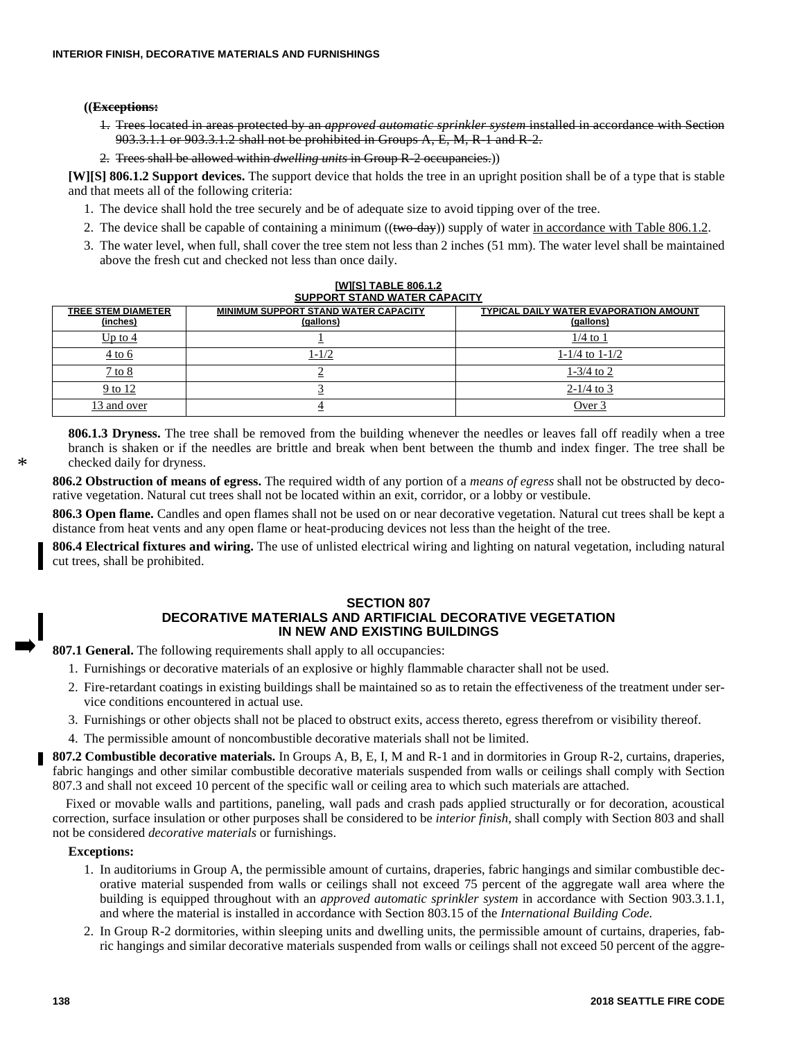**((~~Exceptions:~~**

1. ~~Trees located in areas protected by an *approved automatic sprinkler system* installed in accordance with Section 903.3.1.1 or 903.3.1.2 shall not be prohibited in Groups A, E, M, R-1 and R-2.~~
2. ~~Trees shall be allowed within *dwelling units* in Group R-2 occupancies.~~))

**[W][S] 806.1.2 Support devices.** The support device that holds the tree in an upright position shall be of a type that is stable and that meets all of the following criteria:

1. The device shall hold the tree securely and be of adequate size to avoid tipping over of the tree.
2. The device shall be capable of containing a minimum ((~~two-day~~)) supply of water in accordance with Table 806.1.2.
3. The water level, when full, shall cover the tree stem not less than 2 inches (51 mm). The water level shall be maintained above the fresh cut and checked not less than once daily.

**[W][S] TABLE 806.1.2**
**SUPPORT STAND WATER CAPACITY**

| TREE STEM DIAMETER (inches) | MINIMUM SUPPORT STAND WATER CAPACITY (gallons) | TYPICAL DAILY WATER EVAPORATION AMOUNT (gallons) |
|---|---|---|
| Up to 4 | 1 | 1/4 to 1 |
| 4 to 6 | 1-1/2 | 1-1/4 to 1-1/2 |
| 7 to 8 | 2 | 1-3/4 to 2 |
| 9 to 12 | 3 | 2-1/4 to 3 |
| 13 and over | 4 | Over 3 |

**806.1.3 Dryness.** The tree shall be removed from the building whenever the needles or leaves fall off readily when a tree branch is shaken or if the needles are brittle and break when bent between the thumb and index finger. The tree shall be checked daily for dryness.

**806.2 Obstruction of means of egress.** The required width of any portion of a *means of egress* shall not be obstructed by decorative vegetation. Natural cut trees shall not be located within an exit, corridor, or a lobby or vestibule.

**806.3 Open flame.** Candles and open flames shall not be used on or near decorative vegetation. Natural cut trees shall be kept a distance from heat vents and any open flame or heat-producing devices not less than the height of the tree.

**806.4 Electrical fixtures and wiring.** The use of unlisted electrical wiring and lighting on natural vegetation, including natural cut trees, shall be prohibited.

## SECTION 807
## DECORATIVE MATERIALS AND ARTIFICIAL DECORATIVE VEGETATION IN NEW AND EXISTING BUILDINGS

**807.1 General.** The following requirements shall apply to all occupancies:

1. Furnishings or decorative materials of an explosive or highly flammable character shall not be used.
2. Fire-retardant coatings in existing buildings shall be maintained so as to retain the effectiveness of the treatment under service conditions encountered in actual use.
3. Furnishings or other objects shall not be placed to obstruct exits, access thereto, egress therefrom or visibility thereof.
4. The permissible amount of noncombustible decorative materials shall not be limited.

**807.2 Combustible decorative materials.** In Groups A, B, E, I, M and R-1 and in dormitories in Group R-2, curtains, draperies, fabric hangings and other similar combustible decorative materials suspended from walls or ceilings shall comply with Section 807.3 and shall not exceed 10 percent of the specific wall or ceiling area to which such materials are attached.

Fixed or movable walls and partitions, paneling, wall pads and crash pads applied structurally or for decoration, acoustical correction, surface insulation or other purposes shall be considered to be *interior finish*, shall comply with Section 803 and shall not be considered *decorative materials* or furnishings.

**Exceptions:**

1. In auditoriums in Group A, the permissible amount of curtains, draperies, fabric hangings and similar combustible decorative material suspended from walls or ceilings shall not exceed 75 percent of the aggregate wall area where the building is equipped throughout with an *approved automatic sprinkler system* in accordance with Section 903.3.1.1, and where the material is installed in accordance with Section 803.15 of the *International Building Code*.
2. In Group R-2 dormitories, within sleeping units and dwelling units, the permissible amount of curtains, draperies, fabric hangings and similar decorative materials suspended from walls or ceilings shall not exceed 50 percent of the aggre-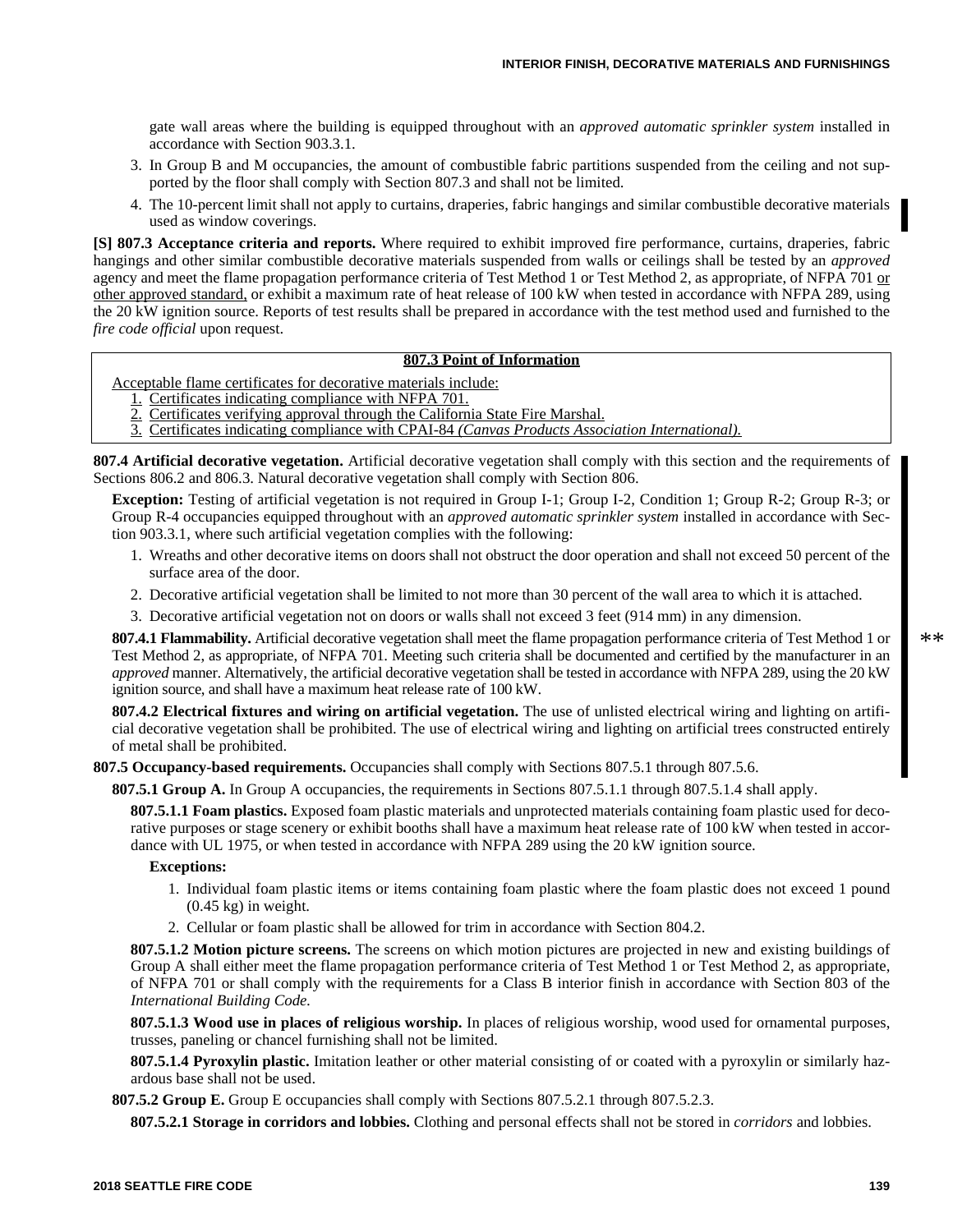gate wall areas where the building is equipped throughout with an *approved automatic sprinkler system* installed in accordance with Section 903.3.1.

3. In Group B and M occupancies, the amount of combustible fabric partitions suspended from the ceiling and not supported by the floor shall comply with Section 807.3 and shall not be limited.
4. The 10-percent limit shall not apply to curtains, draperies, fabric hangings and similar combustible decorative materials used as window coverings.

**[S] 807.3 Acceptance criteria and reports.** Where required to exhibit improved fire performance, curtains, draperies, fabric hangings and other similar combustible decorative materials suspended from walls or ceilings shall be tested by an *approved* agency and meet the flame propagation performance criteria of Test Method 1 or Test Method 2, as appropriate, of NFPA 701 or other approved standard, or exhibit a maximum rate of heat release of 100 kW when tested in accordance with NFPA 289, using the 20 kW ignition source. Reports of test results shall be prepared in accordance with the test method used and furnished to the *fire code official* upon request.

**807.3 Point of Information**

Acceptable flame certificates for decorative materials include:

1. Certificates indicating compliance with NFPA 701.
2. Certificates verifying approval through the California State Fire Marshal.
3. Certificates indicating compliance with CPAI-84 *(Canvas Products Association International).*

**807.4 Artificial decorative vegetation.** Artificial decorative vegetation shall comply with this section and the requirements of Sections 806.2 and 806.3. Natural decorative vegetation shall comply with Section 806.

**Exception:** Testing of artificial vegetation is not required in Group I-1; Group I-2, Condition 1; Group R-2; Group R-3; or Group R-4 occupancies equipped throughout with an *approved automatic sprinkler system* installed in accordance with Section 903.3.1, where such artificial vegetation complies with the following:

1. Wreaths and other decorative items on doors shall not obstruct the door operation and shall not exceed 50 percent of the surface area of the door.
2. Decorative artificial vegetation shall be limited to not more than 30 percent of the wall area to which it is attached.
3. Decorative artificial vegetation not on doors or walls shall not exceed 3 feet (914 mm) in any dimension.

**807.4.1 Flammability.** Artificial decorative vegetation shall meet the flame propagation performance criteria of Test Method 1 or Test Method 2, as appropriate, of NFPA 701. Meeting such criteria shall be documented and certified by the manufacturer in an *approved* manner. Alternatively, the artificial decorative vegetation shall be tested in accordance with NFPA 289, using the 20 kW ignition source, and shall have a maximum heat release rate of 100 kW.

**807.4.2 Electrical fixtures and wiring on artificial vegetation.** The use of unlisted electrical wiring and lighting on artificial decorative vegetation shall be prohibited. The use of electrical wiring and lighting on artificial trees constructed entirely of metal shall be prohibited.

**807.5 Occupancy-based requirements.** Occupancies shall comply with Sections 807.5.1 through 807.5.6.

**807.5.1 Group A.** In Group A occupancies, the requirements in Sections 807.5.1.1 through 807.5.1.4 shall apply.

**807.5.1.1 Foam plastics.** Exposed foam plastic materials and unprotected materials containing foam plastic used for decorative purposes or stage scenery or exhibit booths shall have a maximum heat release rate of 100 kW when tested in accordance with UL 1975, or when tested in accordance with NFPA 289 using the 20 kW ignition source.

**Exceptions:**

1. Individual foam plastic items or items containing foam plastic where the foam plastic does not exceed 1 pound (0.45 kg) in weight.
2. Cellular or foam plastic shall be allowed for trim in accordance with Section 804.2.

**807.5.1.2 Motion picture screens.** The screens on which motion pictures are projected in new and existing buildings of Group A shall either meet the flame propagation performance criteria of Test Method 1 or Test Method 2, as appropriate, of NFPA 701 or shall comply with the requirements for a Class B interior finish in accordance with Section 803 of the *International Building Code.*

**807.5.1.3 Wood use in places of religious worship.** In places of religious worship, wood used for ornamental purposes, trusses, paneling or chancel furnishing shall not be limited.

**807.5.1.4 Pyroxylin plastic.** Imitation leather or other material consisting of or coated with a pyroxylin or similarly hazardous base shall not be used.

**807.5.2 Group E.** Group E occupancies shall comply with Sections 807.5.2.1 through 807.5.2.3.

**807.5.2.1 Storage in corridors and lobbies.** Clothing and personal effects shall not be stored in *corridors* and lobbies.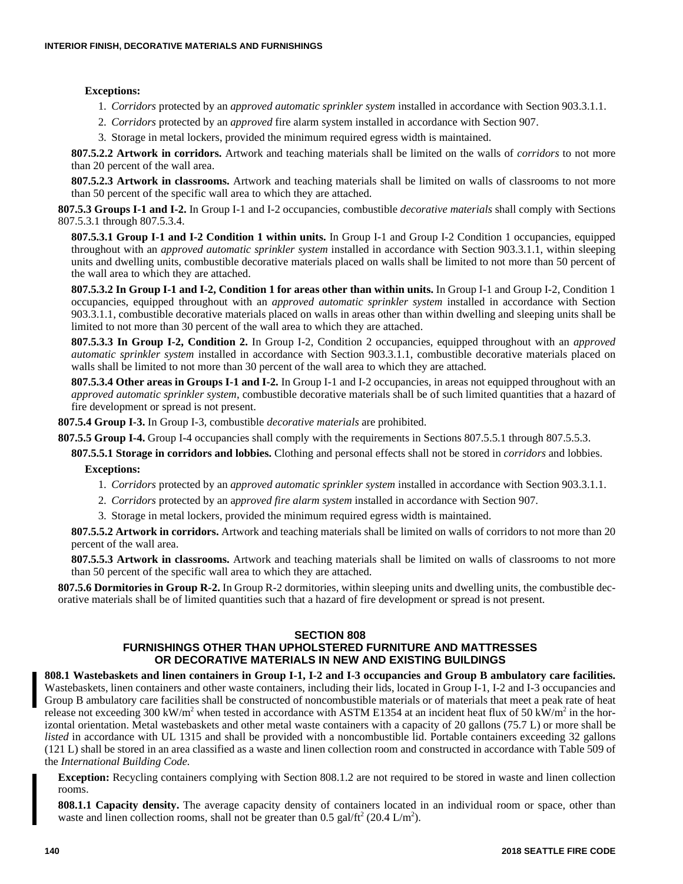**Exceptions:**

1. *Corridors* protected by an *approved automatic sprinkler system* installed in accordance with Section 903.3.1.1.
2. *Corridors* protected by an *approved* fire alarm system installed in accordance with Section 907.
3. Storage in metal lockers, provided the minimum required egress width is maintained.

**807.5.2.2 Artwork in corridors.** Artwork and teaching materials shall be limited on the walls of *corridors* to not more than 20 percent of the wall area.

**807.5.2.3 Artwork in classrooms.** Artwork and teaching materials shall be limited on walls of classrooms to not more than 50 percent of the specific wall area to which they are attached.

**807.5.3 Groups I-1 and I-2.** In Group I-1 and I-2 occupancies, combustible *decorative materials* shall comply with Sections 807.5.3.1 through 807.5.3.4.

**807.5.3.1 Group I-1 and I-2 Condition 1 within units.** In Group I-1 and Group I-2 Condition 1 occupancies, equipped throughout with an *approved automatic sprinkler system* installed in accordance with Section 903.3.1.1, within sleeping units and dwelling units, combustible decorative materials placed on walls shall be limited to not more than 50 percent of the wall area to which they are attached.

**807.5.3.2 In Group I-1 and I-2, Condition 1 for areas other than within units.** In Group I-1 and Group I-2, Condition 1 occupancies, equipped throughout with an *approved automatic sprinkler system* installed in accordance with Section 903.3.1.1, combustible decorative materials placed on walls in areas other than within dwelling and sleeping units shall be limited to not more than 30 percent of the wall area to which they are attached.

**807.5.3.3 In Group I-2, Condition 2.** In Group I-2, Condition 2 occupancies, equipped throughout with an *approved automatic sprinkler system* installed in accordance with Section 903.3.1.1, combustible decorative materials placed on walls shall be limited to not more than 30 percent of the wall area to which they are attached.

**807.5.3.4 Other areas in Groups I-1 and I-2.** In Group I-1 and I-2 occupancies, in areas not equipped throughout with an *approved automatic sprinkler system*, combustible decorative materials shall be of such limited quantities that a hazard of fire development or spread is not present.

**807.5.4 Group I-3.** In Group I-3, combustible *decorative materials* are prohibited.

**807.5.5 Group I-4.** Group I-4 occupancies shall comply with the requirements in Sections 807.5.5.1 through 807.5.5.3.

**807.5.5.1 Storage in corridors and lobbies.** Clothing and personal effects shall not be stored in *corridors* and lobbies.

**Exceptions:**

1. *Corridors* protected by an *approved automatic sprinkler system* installed in accordance with Section 903.3.1.1.
2. *Corridors* protected by an a*pproved fire alarm system* installed in accordance with Section 907.
3. Storage in metal lockers, provided the minimum required egress width is maintained.

**807.5.5.2 Artwork in corridors.** Artwork and teaching materials shall be limited on walls of corridors to not more than 20 percent of the wall area.

**807.5.5.3 Artwork in classrooms.** Artwork and teaching materials shall be limited on walls of classrooms to not more than 50 percent of the specific wall area to which they are attached.

**807.5.6 Dormitories in Group R-2.** In Group R-2 dormitories, within sleeping units and dwelling units, the combustible decorative materials shall be of limited quantities such that a hazard of fire development or spread is not present.

## SECTION 808
## FURNISHINGS OTHER THAN UPHOLSTERED FURNITURE AND MATTRESSES OR DECORATIVE MATERIALS IN NEW AND EXISTING BUILDINGS

**808.1 Wastebaskets and linen containers in Group I-1, I-2 and I-3 occupancies and Group B ambulatory care facilities.** Wastebaskets, linen containers and other waste containers, including their lids, located in Group I-1, I-2 and I-3 occupancies and Group B ambulatory care facilities shall be constructed of noncombustible materials or of materials that meet a peak rate of heat release not exceeding 300 kW/m$^2$ when tested in accordance with ASTM E1354 at an incident heat flux of 50 kW/m$^2$ in the horizontal orientation. Metal wastebaskets and other metal waste containers with a capacity of 20 gallons (75.7 L) or more shall be *listed* in accordance with UL 1315 and shall be provided with a noncombustible lid. Portable containers exceeding 32 gallons (121 L) shall be stored in an area classified as a waste and linen collection room and constructed in accordance with Table 509 of the *International Building Code*.

**Exception:** Recycling containers complying with Section 808.1.2 are not required to be stored in waste and linen collection rooms.

**808.1.1 Capacity density.** The average capacity density of containers located in an individual room or space, other than waste and linen collection rooms, shall not be greater than 0.5 gal/ft$^2$ (20.4 L/m$^2$).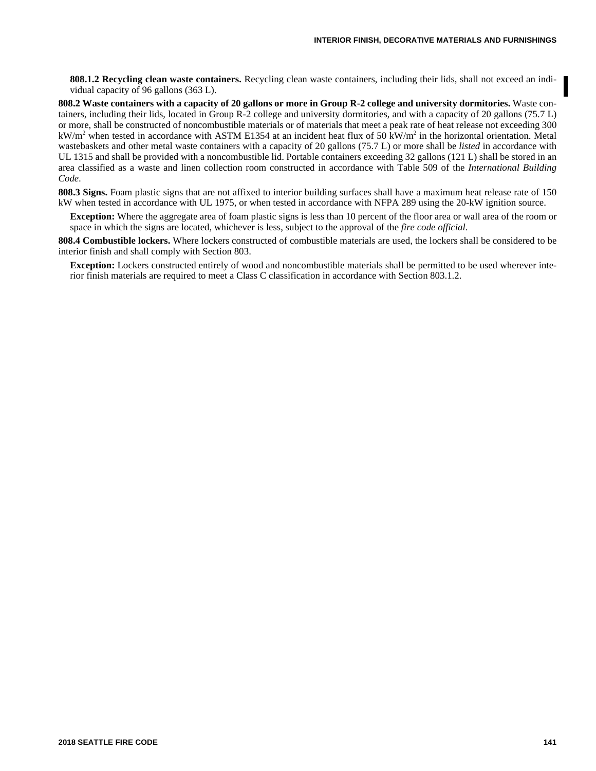**808.1.2 Recycling clean waste containers.** Recycling clean waste containers, including their lids, shall not exceed an individual capacity of 96 gallons (363 L).

**808.2 Waste containers with a capacity of 20 gallons or more in Group R-2 college and university dormitories.** Waste containers, including their lids, located in Group R-2 college and university dormitories, and with a capacity of 20 gallons (75.7 L) or more, shall be constructed of noncombustible materials or of materials that meet a peak rate of heat release not exceeding 300 $kW/m^2$ when tested in accordance with ASTM E1354 at an incident heat flux of 50 $kW/m^2$ in the horizontal orientation. Metal wastebaskets and other metal waste containers with a capacity of 20 gallons (75.7 L) or more shall be *listed* in accordance with UL 1315 and shall be provided with a noncombustible lid. Portable containers exceeding 32 gallons (121 L) shall be stored in an area classified as a waste and linen collection room constructed in accordance with Table 509 of the *International Building Code*.

**808.3 Signs.** Foam plastic signs that are not affixed to interior building surfaces shall have a maximum heat release rate of 150 kW when tested in accordance with UL 1975, or when tested in accordance with NFPA 289 using the 20-kW ignition source.

**Exception:** Where the aggregate area of foam plastic signs is less than 10 percent of the floor area or wall area of the room or space in which the signs are located, whichever is less, subject to the approval of the *fire code official*.

**808.4 Combustible lockers.** Where lockers constructed of combustible materials are used, the lockers shall be considered to be interior finish and shall comply with Section 803.

**Exception:** Lockers constructed entirely of wood and noncombustible materials shall be permitted to be used wherever interior finish materials are required to meet a Class C classification in accordance with Section 803.1.2.